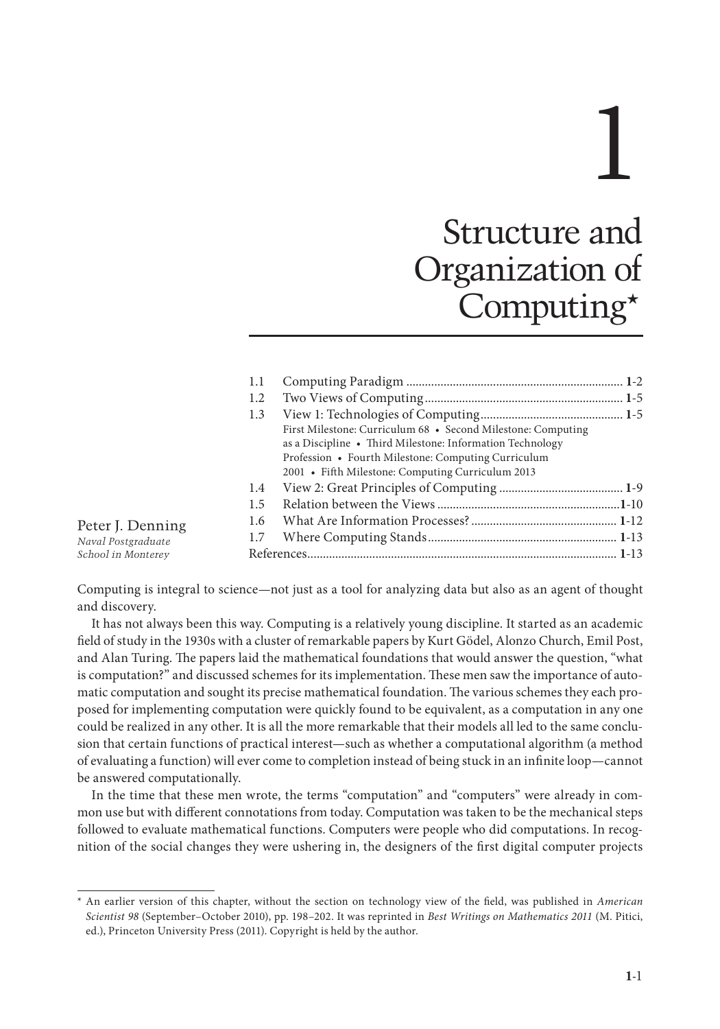# 1

# Structure and Organization of Computing*

| | | |
|---|---|---|
| 1.1 | Computing Paradigm | **1**-2 |
| 1.2 | Two Views of Computing | **1**-5 |
| 1.3 | View 1: Technologies of Computing | **1**-5 |
| | First Milestone: Curriculum 68 • Second Milestone: Computing as a Discipline • Third Milestone: Information Technology Profession • Fourth Milestone: Computing Curriculum 2001 • Fifth Milestone: Computing Curriculum 2013 | |
| 1.4 | View 2: Great Principles of Computing | **1**-9 |
| 1.5 | Relation between the Views | **1**-10 |
| 1.6 | What Are Information Processes? | **1**-12 |
| 1.7 | Where Computing Stands | **1**-13 |
| | References | **1**-13 |

Peter J. Denning
*Naval Postgraduate School in Monterey*

Computing is integral to science—not just as a tool for analyzing data but also as an agent of thought and discovery.

It has not always been this way. Computing is a relatively young discipline. It started as an academic field of study in the 1930s with a cluster of remarkable papers by Kurt Gödel, Alonzo Church, Emil Post, and Alan Turing. The papers laid the mathematical foundations that would answer the question, "what is computation?" and discussed schemes for its implementation. These men saw the importance of automatic computation and sought its precise mathematical foundation. The various schemes they each proposed for implementing computation were quickly found to be equivalent, as a computation in any one could be realized in any other. It is all the more remarkable that their models all led to the same conclusion that certain functions of practical interest—such as whether a computational algorithm (a method of evaluating a function) will ever come to completion instead of being stuck in an infinite loop—cannot be answered computationally.

In the time that these men wrote, the terms "computation" and "computers" were already in common use but with different connotations from today. Computation was taken to be the mechanical steps followed to evaluate mathematical functions. Computers were people who did computations. In recognition of the social changes they were ushering in, the designers of the first digital computer projects

---

* An earlier version of this chapter, without the section on technology view of the field, was published in *American Scientist 98* (September–October 2010), pp. 198–202. It was reprinted in *Best Writings on Mathematics 2011* (M. Pitici, ed.), Princeton University Press (2011). Copyright is held by the author.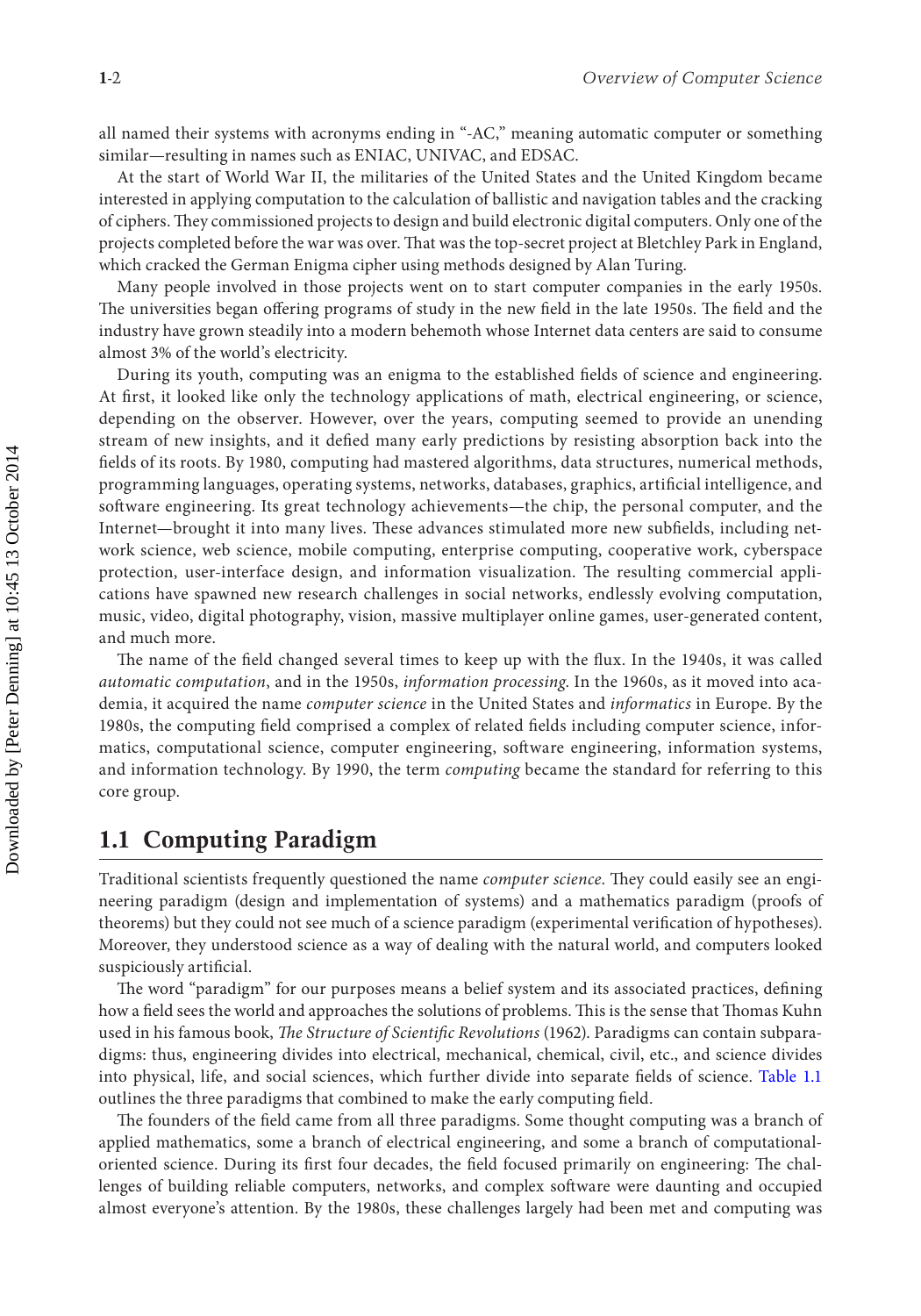all named their systems with acronyms ending in "-AC," meaning automatic computer or something similar—resulting in names such as ENIAC, UNIVAC, and EDSAC.

At the start of World War II, the militaries of the United States and the United Kingdom became interested in applying computation to the calculation of ballistic and navigation tables and the cracking of ciphers. They commissioned projects to design and build electronic digital computers. Only one of the projects completed before the war was over. That was the top-secret project at Bletchley Park in England, which cracked the German Enigma cipher using methods designed by Alan Turing.

Many people involved in those projects went on to start computer companies in the early 1950s. The universities began offering programs of study in the new field in the late 1950s. The field and the industry have grown steadily into a modern behemoth whose Internet data centers are said to consume almost 3% of the world's electricity.

During its youth, computing was an enigma to the established fields of science and engineering. At first, it looked like only the technology applications of math, electrical engineering, or science, depending on the observer. However, over the years, computing seemed to provide an unending stream of new insights, and it defied many early predictions by resisting absorption back into the fields of its roots. By 1980, computing had mastered algorithms, data structures, numerical methods, programming languages, operating systems, networks, databases, graphics, artificial intelligence, and software engineering. Its great technology achievements—the chip, the personal computer, and the Internet—brought it into many lives. These advances stimulated more new subfields, including network science, web science, mobile computing, enterprise computing, cooperative work, cyberspace protection, user-interface design, and information visualization. The resulting commercial applications have spawned new research challenges in social networks, endlessly evolving computation, music, video, digital photography, vision, massive multiplayer online games, user-generated content, and much more.

The name of the field changed several times to keep up with the flux. In the 1940s, it was called *automatic computation*, and in the 1950s, *information processing*. In the 1960s, as it moved into academia, it acquired the name *computer science* in the United States and *informatics* in Europe. By the 1980s, the computing field comprised a complex of related fields including computer science, informatics, computational science, computer engineering, software engineering, information systems, and information technology. By 1990, the term *computing* became the standard for referring to this core group.

## 1.1 Computing Paradigm

Traditional scientists frequently questioned the name *computer science*. They could easily see an engineering paradigm (design and implementation of systems) and a mathematics paradigm (proofs of theorems) but they could not see much of a science paradigm (experimental verification of hypotheses). Moreover, they understood science as a way of dealing with the natural world, and computers looked suspiciously artificial.

The word "paradigm" for our purposes means a belief system and its associated practices, defining how a field sees the world and approaches the solutions of problems. This is the sense that Thomas Kuhn used in his famous book, *The Structure of Scientific Revolutions* (1962). Paradigms can contain subparadigms: thus, engineering divides into electrical, mechanical, chemical, civil, etc., and science divides into physical, life, and social sciences, which further divide into separate fields of science. Table 1.1 outlines the three paradigms that combined to make the early computing field.

The founders of the field came from all three paradigms. Some thought computing was a branch of applied mathematics, some a branch of electrical engineering, and some a branch of computational-oriented science. During its first four decades, the field focused primarily on engineering: The challenges of building reliable computers, networks, and complex software were daunting and occupied almost everyone's attention. By the 1980s, these challenges largely had been met and computing was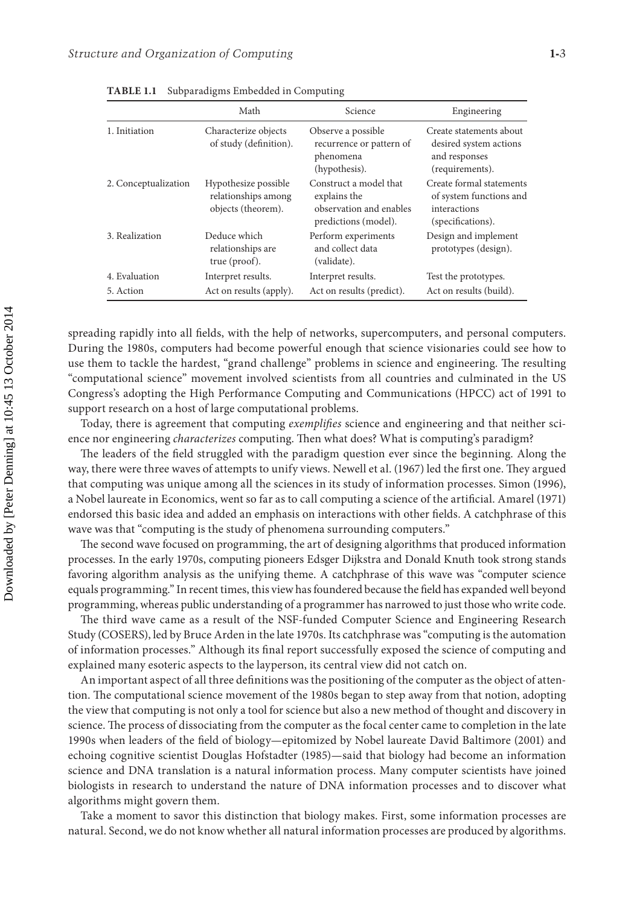**TABLE 1.1** Subparadigms Embedded in Computing

| | Math | Science | Engineering |
|---|---|---|---|
| 1. Initiation | Characterize objects of study (definition). | Observe a possible recurrence or pattern of phenomena (hypothesis). | Create statements about desired system actions and responses (requirements). |
| 2. Conceptualization | Hypothesize possible relationships among objects (theorem). | Construct a model that explains the observation and enables predictions (model). | Create formal statements of system functions and interactions (specifications). |
| 3. Realization | Deduce which relationships are true (proof). | Perform experiments and collect data (validate). | Design and implement prototypes (design). |
| 4. Evaluation | Interpret results. | Interpret results. | Test the prototypes. |
| 5. Action | Act on results (apply). | Act on results (predict). | Act on results (build). |

spreading rapidly into all fields, with the help of networks, supercomputers, and personal computers. During the 1980s, computers had become powerful enough that science visionaries could see how to use them to tackle the hardest, "grand challenge" problems in science and engineering. The resulting "computational science" movement involved scientists from all countries and culminated in the US Congress's adopting the High Performance Computing and Communications (HPCC) act of 1991 to support research on a host of large computational problems.

Today, there is agreement that computing *exemplifies* science and engineering and that neither science nor engineering *characterizes* computing. Then what does? What is computing's paradigm?

The leaders of the field struggled with the paradigm question ever since the beginning. Along the way, there were three waves of attempts to unify views. Newell et al. (1967) led the first one. They argued that computing was unique among all the sciences in its study of information processes. Simon (1996), a Nobel laureate in Economics, went so far as to call computing a science of the artificial. Amarel (1971) endorsed this basic idea and added an emphasis on interactions with other fields. A catchphrase of this wave was that "computing is the study of phenomena surrounding computers."

The second wave focused on programming, the art of designing algorithms that produced information processes. In the early 1970s, computing pioneers Edsger Dijkstra and Donald Knuth took strong stands favoring algorithm analysis as the unifying theme. A catchphrase of this wave was "computer science equals programming." In recent times, this view has foundered because the field has expanded well beyond programming, whereas public understanding of a programmer has narrowed to just those who write code.

The third wave came as a result of the NSF-funded Computer Science and Engineering Research Study (COSERS), led by Bruce Arden in the late 1970s. Its catchphrase was "computing is the automation of information processes." Although its final report successfully exposed the science of computing and explained many esoteric aspects to the layperson, its central view did not catch on.

An important aspect of all three definitions was the positioning of the computer as the object of attention. The computational science movement of the 1980s began to step away from that notion, adopting the view that computing is not only a tool for science but also a new method of thought and discovery in science. The process of dissociating from the computer as the focal center came to completion in the late 1990s when leaders of the field of biology—epitomized by Nobel laureate David Baltimore (2001) and echoing cognitive scientist Douglas Hofstadter (1985)—said that biology had become an information science and DNA translation is a natural information process. Many computer scientists have joined biologists in research to understand the nature of DNA information processes and to discover what algorithms might govern them.

Take a moment to savor this distinction that biology makes. First, some information processes are natural. Second, we do not know whether all natural information processes are produced by algorithms.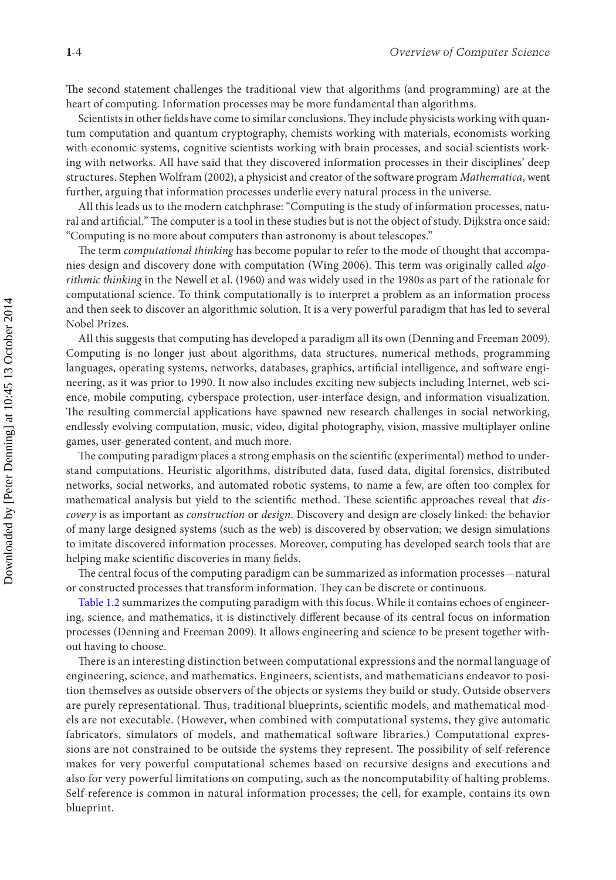The second statement challenges the traditional view that algorithms (and programming) are at the heart of computing. Information processes may be more fundamental than algorithms.

Scientists in other fields have come to similar conclusions. They include physicists working with quantum computation and quantum cryptography, chemists working with materials, economists working with economic systems, cognitive scientists working with brain processes, and social scientists working with networks. All have said that they discovered information processes in their disciplines' deep structures. Stephen Wolfram (2002), a physicist and creator of the software program *Mathematica*, went further, arguing that information processes underlie every natural process in the universe.

All this leads us to the modern catchphrase: "Computing is the study of information processes, natural and artificial." The computer is a tool in these studies but is not the object of study. Dijkstra once said: "Computing is no more about computers than astronomy is about telescopes."

The term *computational thinking* has become popular to refer to the mode of thought that accompanies design and discovery done with computation (Wing 2006). This term was originally called *algorithmic thinking* in the Newell et al. (1960) and was widely used in the 1980s as part of the rationale for computational science. To think computationally is to interpret a problem as an information process and then seek to discover an algorithmic solution. It is a very powerful paradigm that has led to several Nobel Prizes.

All this suggests that computing has developed a paradigm all its own (Denning and Freeman 2009). Computing is no longer just about algorithms, data structures, numerical methods, programming languages, operating systems, networks, databases, graphics, artificial intelligence, and software engineering, as it was prior to 1990. It now also includes exciting new subjects including Internet, web science, mobile computing, cyberspace protection, user-interface design, and information visualization. The resulting commercial applications have spawned new research challenges in social networking, endlessly evolving computation, music, video, digital photography, vision, massive multiplayer online games, user-generated content, and much more.

The computing paradigm places a strong emphasis on the scientific (experimental) method to understand computations. Heuristic algorithms, distributed data, fused data, digital forensics, distributed networks, social networks, and automated robotic systems, to name a few, are often too complex for mathematical analysis but yield to the scientific method. These scientific approaches reveal that *discovery* is as important as *construction* or *design*. Discovery and design are closely linked: the behavior of many large designed systems (such as the web) is discovered by observation; we design simulations to imitate discovered information processes. Moreover, computing has developed search tools that are helping make scientific discoveries in many fields.

The central focus of the computing paradigm can be summarized as information processes—natural or constructed processes that transform information. They can be discrete or continuous.

Table 1.2 summarizes the computing paradigm with this focus. While it contains echoes of engineering, science, and mathematics, it is distinctively different because of its central focus on information processes (Denning and Freeman 2009). It allows engineering and science to be present together without having to choose.

There is an interesting distinction between computational expressions and the normal language of engineering, science, and mathematics. Engineers, scientists, and mathematicians endeavor to position themselves as outside observers of the objects or systems they build or study. Outside observers are purely representational. Thus, traditional blueprints, scientific models, and mathematical models are not executable. (However, when combined with computational systems, they give automatic fabricators, simulators of models, and mathematical software libraries.) Computational expressions are not constrained to be outside the systems they represent. The possibility of self-reference makes for very powerful computational schemes based on recursive designs and executions and also for very powerful limitations on computing, such as the noncomputability of halting problems. Self-reference is common in natural information processes; the cell, for example, contains its own blueprint.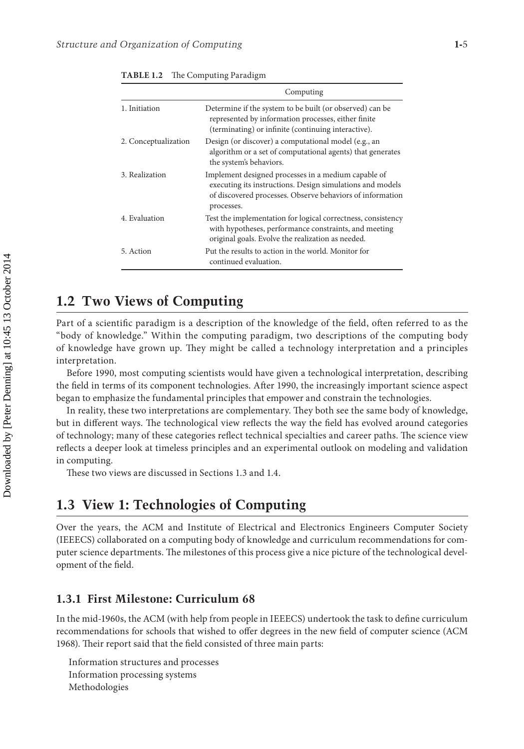**TABLE 1.2** The Computing Paradigm

| | Computing |
|---|---|
| 1. Initiation | Determine if the system to be built (or observed) can be represented by information processes, either finite (terminating) or infinite (continuing interactive). |
| 2. Conceptualization | Design (or discover) a computational model (e.g., an algorithm or a set of computational agents) that generates the system's behaviors. |
| 3. Realization | Implement designed processes in a medium capable of executing its instructions. Design simulations and models of discovered processes. Observe behaviors of information processes. |
| 4. Evaluation | Test the implementation for logical correctness, consistency with hypotheses, performance constraints, and meeting original goals. Evolve the realization as needed. |
| 5. Action | Put the results to action in the world. Monitor for continued evaluation. |

## 1.2 Two Views of Computing

Part of a scientific paradigm is a description of the knowledge of the field, often referred to as the "body of knowledge." Within the computing paradigm, two descriptions of the computing body of knowledge have grown up. They might be called a technology interpretation and a principles interpretation.

Before 1990, most computing scientists would have given a technological interpretation, describing the field in terms of its component technologies. After 1990, the increasingly important science aspect began to emphasize the fundamental principles that empower and constrain the technologies.

In reality, these two interpretations are complementary. They both see the same body of knowledge, but in different ways. The technological view reflects the way the field has evolved around categories of technology; many of these categories reflect technical specialties and career paths. The science view reflects a deeper look at timeless principles and an experimental outlook on modeling and validation in computing.

These two views are discussed in Sections 1.3 and 1.4.

## 1.3 View 1: Technologies of Computing

Over the years, the ACM and Institute of Electrical and Electronics Engineers Computer Society (IEEECS) collaborated on a computing body of knowledge and curriculum recommendations for computer science departments. The milestones of this process give a nice picture of the technological development of the field.

### 1.3.1 First Milestone: Curriculum 68

In the mid-1960s, the ACM (with help from people in IEEECS) undertook the task to define curriculum recommendations for schools that wished to offer degrees in the new field of computer science (ACM 1968). Their report said that the field consisted of three main parts:

Information structures and processes
Information processing systems
Methodologies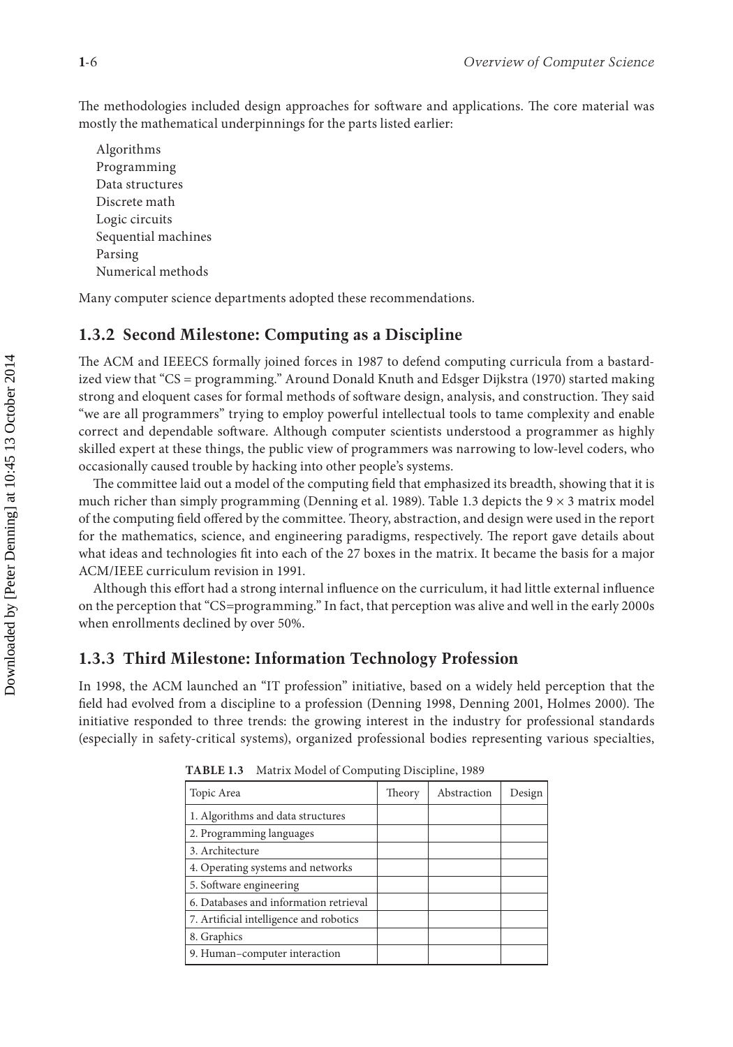The methodologies included design approaches for software and applications. The core material was mostly the mathematical underpinnings for the parts listed earlier:

Algorithms
Programming
Data structures
Discrete math
Logic circuits
Sequential machines
Parsing
Numerical methods

Many computer science departments adopted these recommendations.

### 1.3.2 Second Milestone: Computing as a Discipline

The ACM and IEEECS formally joined forces in 1987 to defend computing curricula from a bastardized view that "CS = programming." Around Donald Knuth and Edsger Dijkstra (1970) started making strong and eloquent cases for formal methods of software design, analysis, and construction. They said "we are all programmers" trying to employ powerful intellectual tools to tame complexity and enable correct and dependable software. Although computer scientists understood a programmer as highly skilled expert at these things, the public view of programmers was narrowing to low-level coders, who occasionally caused trouble by hacking into other people's systems.

The committee laid out a model of the computing field that emphasized its breadth, showing that it is much richer than simply programming (Denning et al. 1989). Table 1.3 depicts the 9 × 3 matrix model of the computing field offered by the committee. Theory, abstraction, and design were used in the report for the mathematics, science, and engineering paradigms, respectively. The report gave details about what ideas and technologies fit into each of the 27 boxes in the matrix. It became the basis for a major ACM/IEEE curriculum revision in 1991.

Although this effort had a strong internal influence on the curriculum, it had little external influence on the perception that "CS=programming." In fact, that perception was alive and well in the early 2000s when enrollments declined by over 50%.

### 1.3.3 Third Milestone: Information Technology Profession

In 1998, the ACM launched an "IT profession" initiative, based on a widely held perception that the field had evolved from a discipline to a profession (Denning 1998, Denning 2001, Holmes 2000). The initiative responded to three trends: the growing interest in the industry for professional standards (especially in safety-critical systems), organized professional bodies representing various specialties,

**TABLE 1.3** Matrix Model of Computing Discipline, 1989

| Topic Area | Theory | Abstraction | Design |
|---|---|---|---|
| 1. Algorithms and data structures | | | |
| 2. Programming languages | | | |
| 3. Architecture | | | |
| 4. Operating systems and networks | | | |
| 5. Software engineering | | | |
| 6. Databases and information retrieval | | | |
| 7. Artificial intelligence and robotics | | | |
| 8. Graphics | | | |
| 9. Human–computer interaction | | | |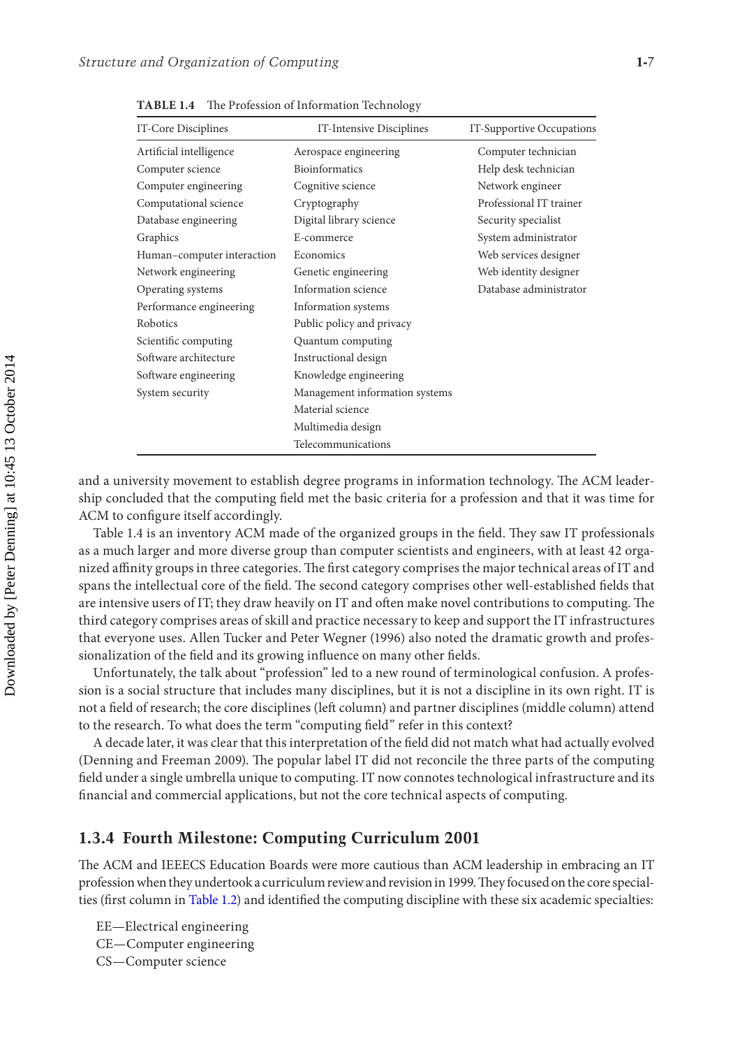**TABLE 1.4** The Profession of Information Technology

| IT-Core Disciplines | IT-Intensive Disciplines | IT-Supportive Occupations |
|---|---|---|
| Artificial intelligence | Aerospace engineering | Computer technician |
| Computer science | Bioinformatics | Help desk technician |
| Computer engineering | Cognitive science | Network engineer |
| Computational science | Cryptography | Professional IT trainer |
| Database engineering | Digital library science | Security specialist |
| Graphics | E-commerce | System administrator |
| Human–computer interaction | Economics | Web services designer |
| Network engineering | Genetic engineering | Web identity designer |
| Operating systems | Information science | Database administrator |
| Performance engineering | Information systems | |
| Robotics | Public policy and privacy | |
| Scientific computing | Quantum computing | |
| Software architecture | Instructional design | |
| Software engineering | Knowledge engineering | |
| System security | Management information systems | |
| | Material science | |
| | Multimedia design | |
| | Telecommunications | |

and a university movement to establish degree programs in information technology. The ACM leadership concluded that the computing field met the basic criteria for a profession and that it was time for ACM to configure itself accordingly.

Table 1.4 is an inventory ACM made of the organized groups in the field. They saw IT professionals as a much larger and more diverse group than computer scientists and engineers, with at least 42 organized affinity groups in three categories. The first category comprises the major technical areas of IT and spans the intellectual core of the field. The second category comprises other well-established fields that are intensive users of IT; they draw heavily on IT and often make novel contributions to computing. The third category comprises areas of skill and practice necessary to keep and support the IT infrastructures that everyone uses. Allen Tucker and Peter Wegner (1996) also noted the dramatic growth and professionalization of the field and its growing influence on many other fields.

Unfortunately, the talk about "profession" led to a new round of terminological confusion. A profession is a social structure that includes many disciplines, but it is not a discipline in its own right. IT is not a field of research; the core disciplines (left column) and partner disciplines (middle column) attend to the research. To what does the term "computing field" refer in this context?

A decade later, it was clear that this interpretation of the field did not match what had actually evolved (Denning and Freeman 2009). The popular label IT did not reconcile the three parts of the computing field under a single umbrella unique to computing. IT now connotes technological infrastructure and its financial and commercial applications, but not the core technical aspects of computing.

### 1.3.4 Fourth Milestone: Computing Curriculum 2001

The ACM and IEEECS Education Boards were more cautious than ACM leadership in embracing an IT profession when they undertook a curriculum review and revision in 1999. They focused on the core specialties (first column in Table 1.2) and identified the computing discipline with these six academic specialties:

EE—Electrical engineering
CE—Computer engineering
CS—Computer science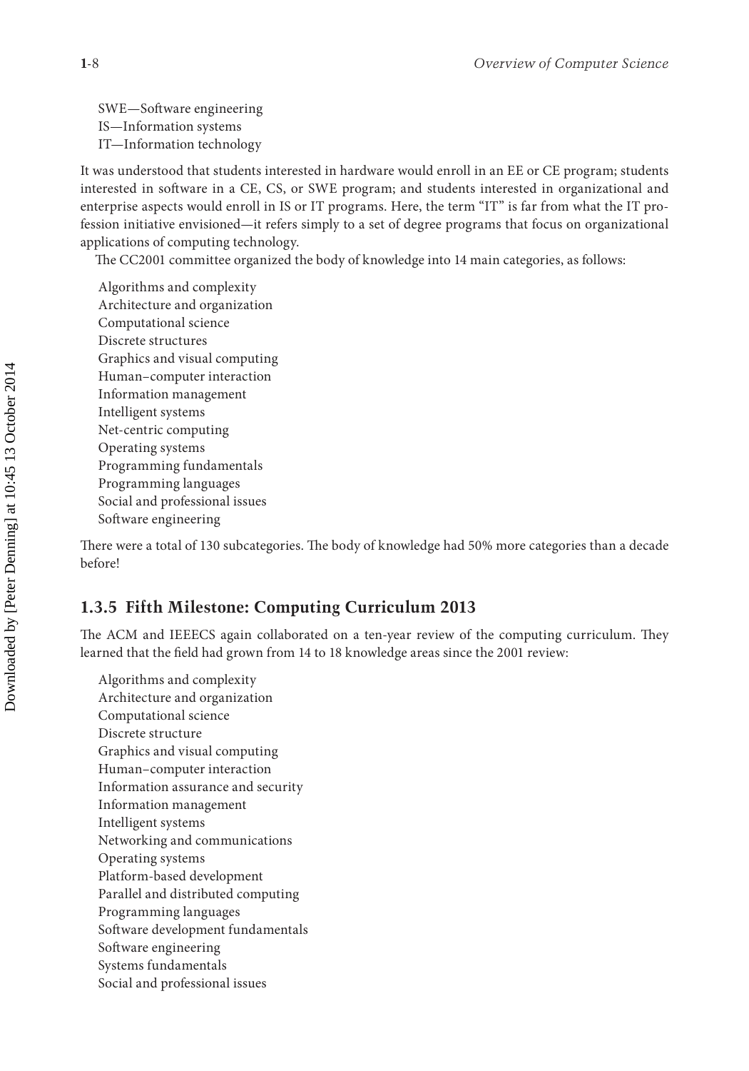SWE—Software engineering
IS—Information systems
IT—Information technology

It was understood that students interested in hardware would enroll in an EE or CE program; students interested in software in a CE, CS, or SWE program; and students interested in organizational and enterprise aspects would enroll in IS or IT programs. Here, the term "IT" is far from what the IT profession initiative envisioned—it refers simply to a set of degree programs that focus on organizational applications of computing technology.

The CC2001 committee organized the body of knowledge into 14 main categories, as follows:

Algorithms and complexity
Architecture and organization
Computational science
Discrete structures
Graphics and visual computing
Human–computer interaction
Information management
Intelligent systems
Net-centric computing
Operating systems
Programming fundamentals
Programming languages
Social and professional issues
Software engineering

There were a total of 130 subcategories. The body of knowledge had 50% more categories than a decade before!

### 1.3.5 Fifth Milestone: Computing Curriculum 2013

The ACM and IEEECS again collaborated on a ten-year review of the computing curriculum. They learned that the field had grown from 14 to 18 knowledge areas since the 2001 review:

Algorithms and complexity
Architecture and organization
Computational science
Discrete structure
Graphics and visual computing
Human–computer interaction
Information assurance and security
Information management
Intelligent systems
Networking and communications
Operating systems
Platform-based development
Parallel and distributed computing
Programming languages
Software development fundamentals
Software engineering
Systems fundamentals
Social and professional issues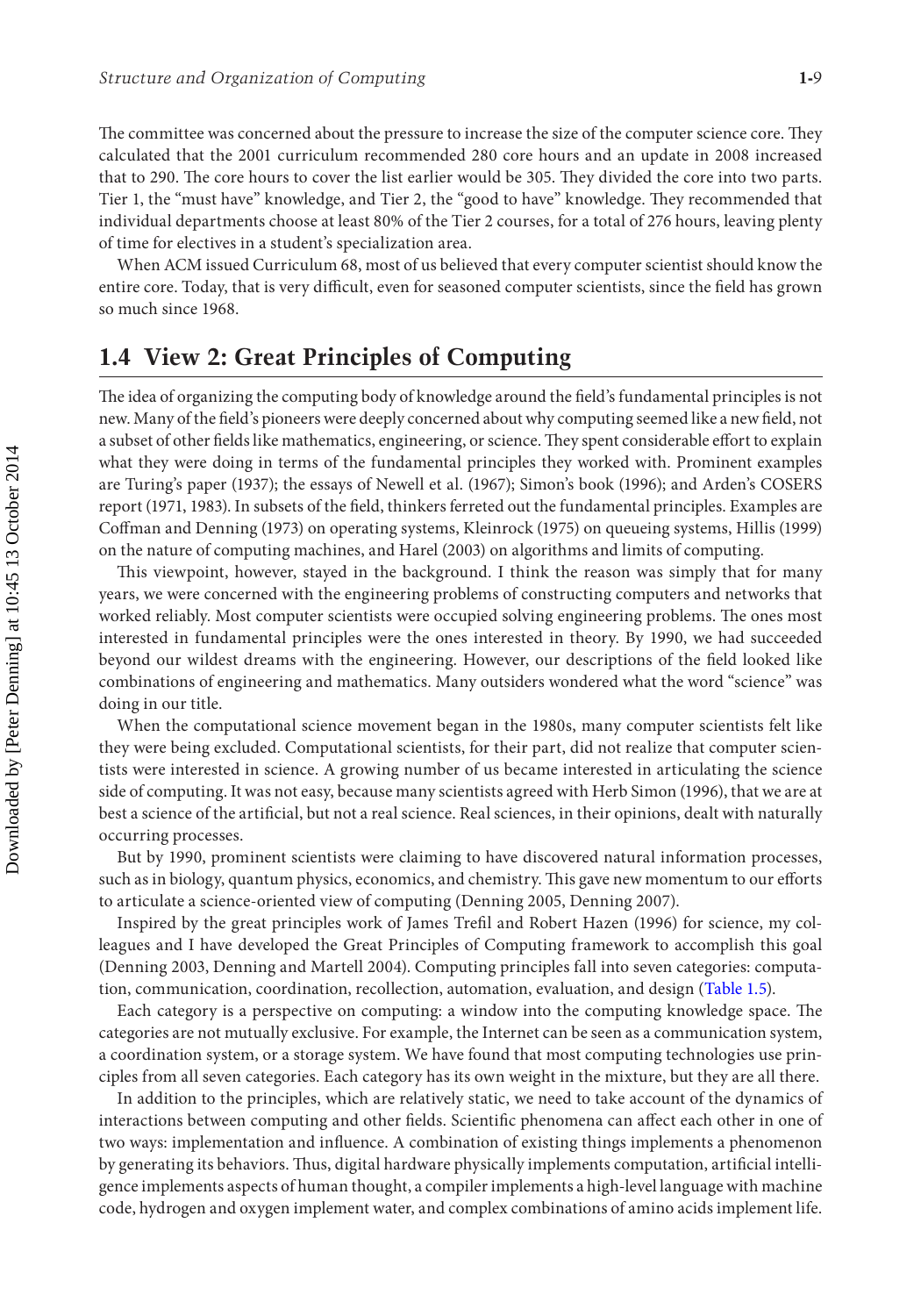The committee was concerned about the pressure to increase the size of the computer science core. They calculated that the 2001 curriculum recommended 280 core hours and an update in 2008 increased that to 290. The core hours to cover the list earlier would be 305. They divided the core into two parts. Tier 1, the "must have" knowledge, and Tier 2, the "good to have" knowledge. They recommended that individual departments choose at least 80% of the Tier 2 courses, for a total of 276 hours, leaving plenty of time for electives in a student's specialization area.

When ACM issued Curriculum 68, most of us believed that every computer scientist should know the entire core. Today, that is very difficult, even for seasoned computer scientists, since the field has grown so much since 1968.

## 1.4 View 2: Great Principles of Computing

The idea of organizing the computing body of knowledge around the field's fundamental principles is not new. Many of the field's pioneers were deeply concerned about why computing seemed like a new field, not a subset of other fields like mathematics, engineering, or science. They spent considerable effort to explain what they were doing in terms of the fundamental principles they worked with. Prominent examples are Turing's paper (1937); the essays of Newell et al. (1967); Simon's book (1996); and Arden's COSERS report (1971, 1983). In subsets of the field, thinkers ferreted out the fundamental principles. Examples are Coffman and Denning (1973) on operating systems, Kleinrock (1975) on queueing systems, Hillis (1999) on the nature of computing machines, and Harel (2003) on algorithms and limits of computing.

This viewpoint, however, stayed in the background. I think the reason was simply that for many years, we were concerned with the engineering problems of constructing computers and networks that worked reliably. Most computer scientists were occupied solving engineering problems. The ones most interested in fundamental principles were the ones interested in theory. By 1990, we had succeeded beyond our wildest dreams with the engineering. However, our descriptions of the field looked like combinations of engineering and mathematics. Many outsiders wondered what the word "science" was doing in our title.

When the computational science movement began in the 1980s, many computer scientists felt like they were being excluded. Computational scientists, for their part, did not realize that computer scientists were interested in science. A growing number of us became interested in articulating the science side of computing. It was not easy, because many scientists agreed with Herb Simon (1996), that we are at best a science of the artificial, but not a real science. Real sciences, in their opinions, dealt with naturally occurring processes.

But by 1990, prominent scientists were claiming to have discovered natural information processes, such as in biology, quantum physics, economics, and chemistry. This gave new momentum to our efforts to articulate a science-oriented view of computing (Denning 2005, Denning 2007).

Inspired by the great principles work of James Trefil and Robert Hazen (1996) for science, my colleagues and I have developed the Great Principles of Computing framework to accomplish this goal (Denning 2003, Denning and Martell 2004). Computing principles fall into seven categories: computation, communication, coordination, recollection, automation, evaluation, and design (Table 1.5).

Each category is a perspective on computing: a window into the computing knowledge space. The categories are not mutually exclusive. For example, the Internet can be seen as a communication system, a coordination system, or a storage system. We have found that most computing technologies use principles from all seven categories. Each category has its own weight in the mixture, but they are all there.

In addition to the principles, which are relatively static, we need to take account of the dynamics of interactions between computing and other fields. Scientific phenomena can affect each other in one of two ways: implementation and influence. A combination of existing things implements a phenomenon by generating its behaviors. Thus, digital hardware physically implements computation, artificial intelligence implements aspects of human thought, a compiler implements a high-level language with machine code, hydrogen and oxygen implement water, and complex combinations of amino acids implement life.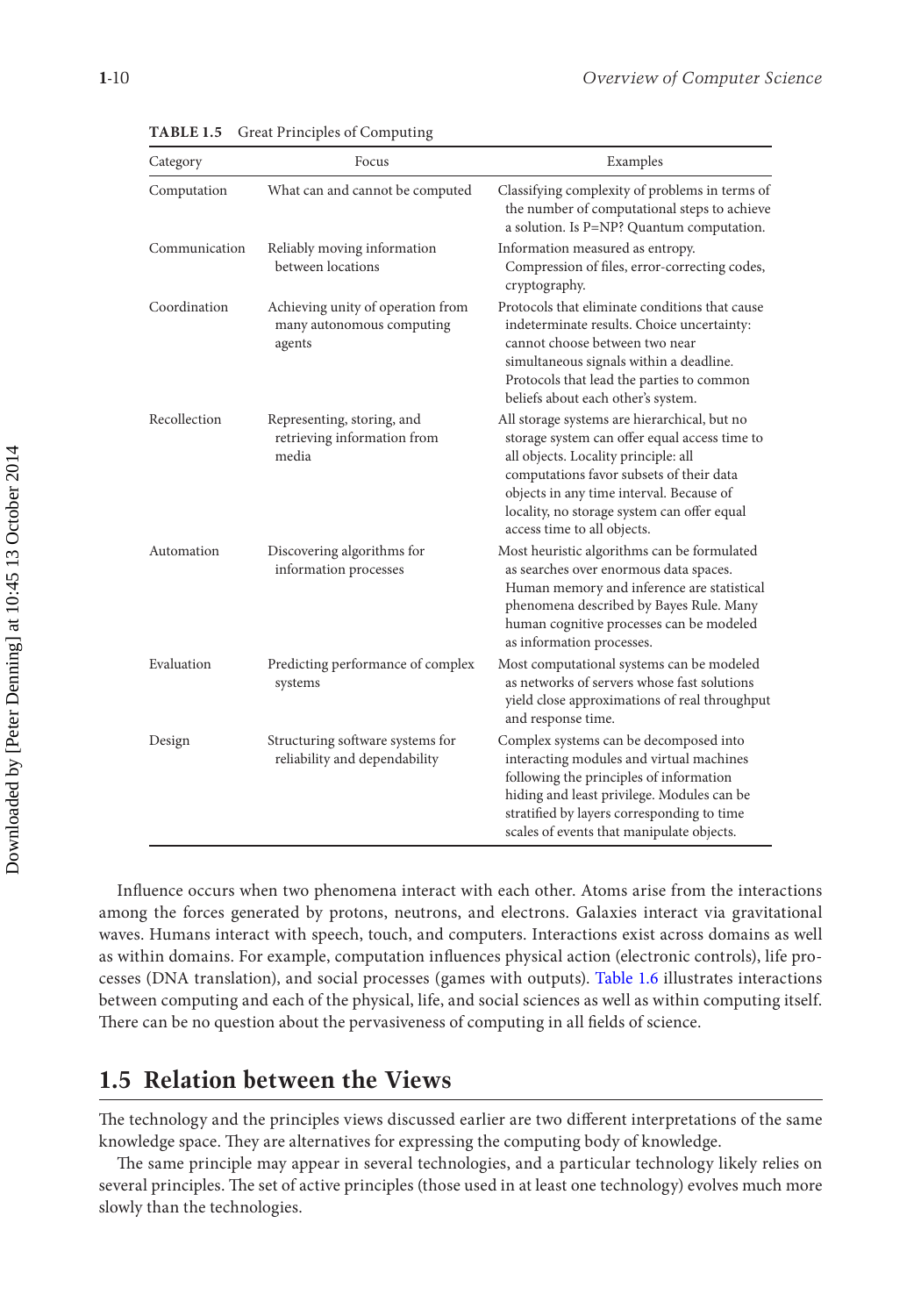**TABLE 1.5** Great Principles of Computing

| Category | Focus | Examples |
|---|---|---|
| Computation | What can and cannot be computed | Classifying complexity of problems in terms of the number of computational steps to achieve a solution. Is P=NP? Quantum computation. |
| Communication | Reliably moving information between locations | Information measured as entropy. Compression of files, error-correcting codes, cryptography. |
| Coordination | Achieving unity of operation from many autonomous computing agents | Protocols that eliminate conditions that cause indeterminate results. Choice uncertainty: cannot choose between two near simultaneous signals within a deadline. Protocols that lead the parties to common beliefs about each other's system. |
| Recollection | Representing, storing, and retrieving information from media | All storage systems are hierarchical, but no storage system can offer equal access time to all objects. Locality principle: all computations favor subsets of their data objects in any time interval. Because of locality, no storage system can offer equal access time to all objects. |
| Automation | Discovering algorithms for information processes | Most heuristic algorithms can be formulated as searches over enormous data spaces. Human memory and inference are statistical phenomena described by Bayes Rule. Many human cognitive processes can be modeled as information processes. |
| Evaluation | Predicting performance of complex systems | Most computational systems can be modeled as networks of servers whose fast solutions yield close approximations of real throughput and response time. |
| Design | Structuring software systems for reliability and dependability | Complex systems can be decomposed into interacting modules and virtual machines following the principles of information hiding and least privilege. Modules can be stratified by layers corresponding to time scales of events that manipulate objects. |

Influence occurs when two phenomena interact with each other. Atoms arise from the interactions among the forces generated by protons, neutrons, and electrons. Galaxies interact via gravitational waves. Humans interact with speech, touch, and computers. Interactions exist across domains as well as within domains. For example, computation influences physical action (electronic controls), life processes (DNA translation), and social processes (games with outputs). Table 1.6 illustrates interactions between computing and each of the physical, life, and social sciences as well as within computing itself. There can be no question about the pervasiveness of computing in all fields of science.

## 1.5 Relation between the Views

The technology and the principles views discussed earlier are two different interpretations of the same knowledge space. They are alternatives for expressing the computing body of knowledge.

The same principle may appear in several technologies, and a particular technology likely relies on several principles. The set of active principles (those used in at least one technology) evolves much more slowly than the technologies.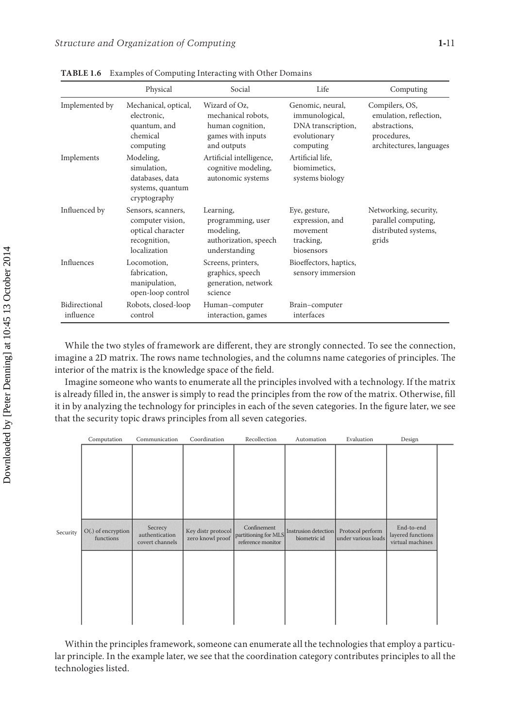**TABLE 1.6** Examples of Computing Interacting with Other Domains

| | Physical | Social | Life | Computing |
|---|---|---|---|---|
| Implemented by | Mechanical, optical, electronic, quantum, and chemical computing | Wizard of Oz, mechanical robots, human cognition, games with inputs and outputs | Genomic, neural, immunological, DNA transcription, evolutionary computing | Compilers, OS, emulation, reflection, abstractions, procedures, architectures, languages |
| Implements | Modeling, simulation, databases, data systems, quantum cryptography | Artificial intelligence, cognitive modeling, autonomic systems | Artificial life, biomimetics, systems biology | |
| Influenced by | Sensors, scanners, computer vision, optical character recognition, localization | Learning, programming, user modeling, authorization, speech understanding | Eye, gesture, expression, and movement tracking, biosensors | Networking, security, parallel computing, distributed systems, grids |
| Influences | Locomotion, fabrication, manipulation, open-loop control | Screens, printers, graphics, speech generation, network science | Bioeffectors, haptics, sensory immersion | |
| Bidirectional influence | Robots, closed-loop control | Human–computer interaction, games | Brain–computer interfaces | |

While the two styles of framework are different, they are strongly connected. To see the connection, imagine a 2D matrix. The rows name technologies, and the columns name categories of principles. The interior of the matrix is the knowledge space of the field.

Imagine someone who wants to enumerate all the principles involved with a technology. If the matrix is already filled in, the answer is simply to read the principles from the row of the matrix. Otherwise, fill it in by analyzing the technology for principles in each of the seven categories. In the figure later, we see that the security topic draws principles from all seven categories.

| | Computation | Communication | Coordination | Recollection | Automation | Evaluation | Design |
|---|---|---|---|---|---|---|---|
| | | | | | | | |
| Security | O(.) of encryption functions | Secrecy authentication covert channels | Key distr protocol zero knowl proof | Confinement partitioning for MLS reference monitor | Instrusion detection biometric id | Protocol perform under various loads | End-to-end layered functions virtual machines |
| | | | | | | | |

Within the principles framework, someone can enumerate all the technologies that employ a particular principle. In the example later, we see that the coordination category contributes principles to all the technologies listed.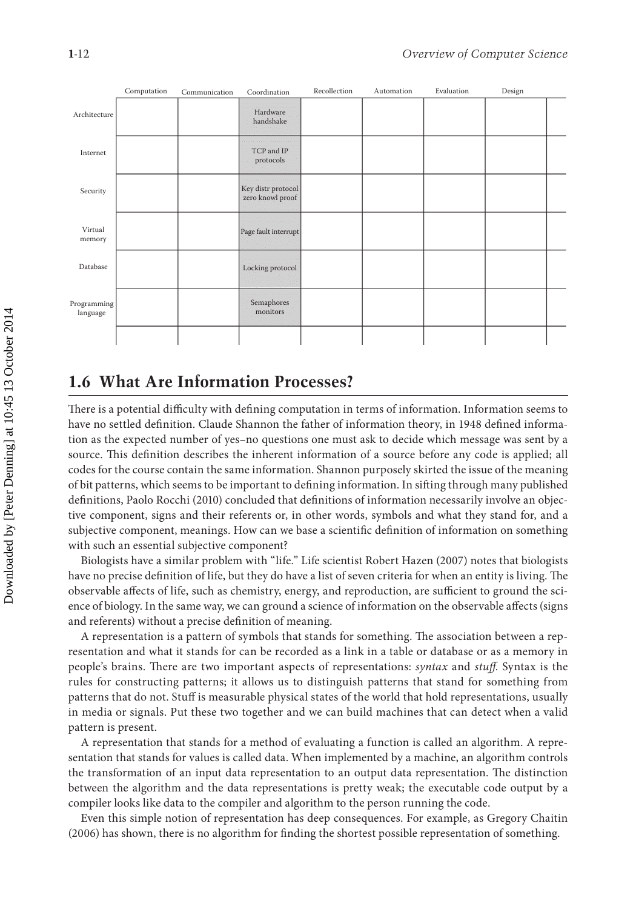| | Computation | Communication | Coordination | Recollection | Automation | Evaluation | Design |
|---|---|---|---|---|---|---|---|
| Architecture | | | Hardware handshake | | | | |
| Internet | | | TCP and IP protocols | | | | |
| Security | | | Key distr protocol zero knowl proof | | | | |
| Virtual memory | | | Page fault interrupt | | | | |
| Database | | | Locking protocol | | | | |
| Programming language | | | Semaphores monitors | | | | |
| | | | | | | | |

## 1.6 What Are Information Processes?

There is a potential difficulty with defining computation in terms of information. Information seems to have no settled definition. Claude Shannon the father of information theory, in 1948 defined information as the expected number of yes–no questions one must ask to decide which message was sent by a source. This definition describes the inherent information of a source before any code is applied; all codes for the course contain the same information. Shannon purposely skirted the issue of the meaning of bit patterns, which seems to be important to defining information. In sifting through many published definitions, Paolo Rocchi (2010) concluded that definitions of information necessarily involve an objective component, signs and their referents or, in other words, symbols and what they stand for, and a subjective component, meanings. How can we base a scientific definition of information on something with such an essential subjective component?

Biologists have a similar problem with "life." Life scientist Robert Hazen (2007) notes that biologists have no precise definition of life, but they do have a list of seven criteria for when an entity is living. The observable affects of life, such as chemistry, energy, and reproduction, are sufficient to ground the science of biology. In the same way, we can ground a science of information on the observable affects (signs and referents) without a precise definition of meaning.

A representation is a pattern of symbols that stands for something. The association between a representation and what it stands for can be recorded as a link in a table or database or as a memory in people's brains. There are two important aspects of representations: *syntax* and *stuff*. Syntax is the rules for constructing patterns; it allows us to distinguish patterns that stand for something from patterns that do not. Stuff is measurable physical states of the world that hold representations, usually in media or signals. Put these two together and we can build machines that can detect when a valid pattern is present.

A representation that stands for a method of evaluating a function is called an algorithm. A representation that stands for values is called data. When implemented by a machine, an algorithm controls the transformation of an input data representation to an output data representation. The distinction between the algorithm and the data representations is pretty weak; the executable code output by a compiler looks like data to the compiler and algorithm to the person running the code.

Even this simple notion of representation has deep consequences. For example, as Gregory Chaitin (2006) has shown, there is no algorithm for finding the shortest possible representation of something.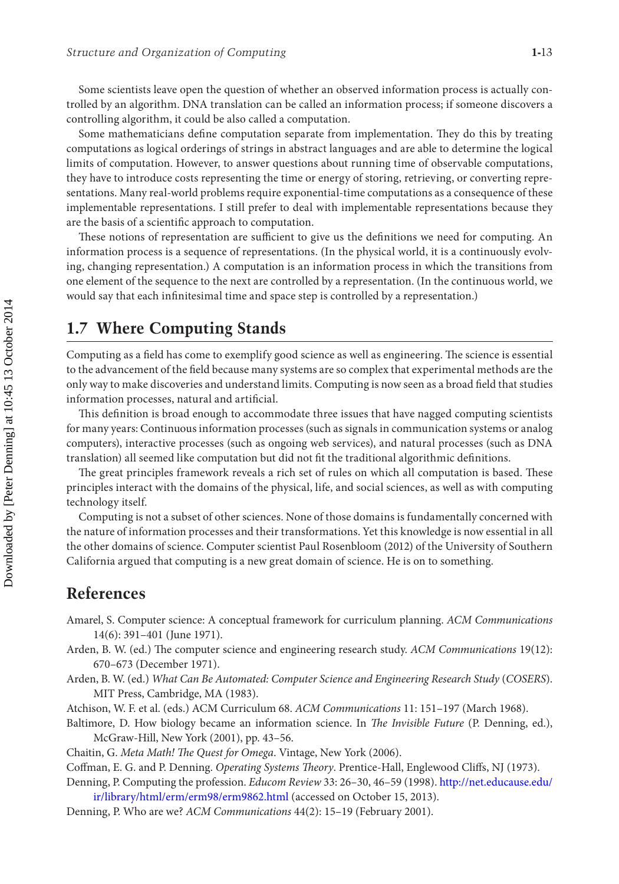Some scientists leave open the question of whether an observed information process is actually controlled by an algorithm. DNA translation can be called an information process; if someone discovers a controlling algorithm, it could be also called a computation.

Some mathematicians define computation separate from implementation. They do this by treating computations as logical orderings of strings in abstract languages and are able to determine the logical limits of computation. However, to answer questions about running time of observable computations, they have to introduce costs representing the time or energy of storing, retrieving, or converting representations. Many real-world problems require exponential-time computations as a consequence of these implementable representations. I still prefer to deal with implementable representations because they are the basis of a scientific approach to computation.

These notions of representation are sufficient to give us the definitions we need for computing. An information process is a sequence of representations. (In the physical world, it is a continuously evolving, changing representation.) A computation is an information process in which the transitions from one element of the sequence to the next are controlled by a representation. (In the continuous world, we would say that each infinitesimal time and space step is controlled by a representation.)

## 1.7 Where Computing Stands

Computing as a field has come to exemplify good science as well as engineering. The science is essential to the advancement of the field because many systems are so complex that experimental methods are the only way to make discoveries and understand limits. Computing is now seen as a broad field that studies information processes, natural and artificial.

This definition is broad enough to accommodate three issues that have nagged computing scientists for many years: Continuous information processes (such as signals in communication systems or analog computers), interactive processes (such as ongoing web services), and natural processes (such as DNA translation) all seemed like computation but did not fit the traditional algorithmic definitions.

The great principles framework reveals a rich set of rules on which all computation is based. These principles interact with the domains of the physical, life, and social sciences, as well as with computing technology itself.

Computing is not a subset of other sciences. None of those domains is fundamentally concerned with the nature of information processes and their transformations. Yet this knowledge is now essential in all the other domains of science. Computer scientist Paul Rosenbloom (2012) of the University of Southern California argued that computing is a new great domain of science. He is on to something.

## References

Amarel, S. Computer science: A conceptual framework for curriculum planning. *ACM Communications* 14(6): 391–401 (June 1971).

Arden, B. W. (ed.) The computer science and engineering research study. *ACM Communications* 19(12): 670–673 (December 1971).

Arden, B. W. (ed.) *What Can Be Automated: Computer Science and Engineering Research Study* (*COSERS*). MIT Press, Cambridge, MA (1983).

Atchison, W. F. et al. (eds.) ACM Curriculum 68. *ACM Communications* 11: 151–197 (March 1968).

Baltimore, D. How biology became an information science. In *The Invisible Future* (P. Denning, ed.), McGraw-Hill, New York (2001), pp. 43–56.

Chaitin, G. *Meta Math! The Quest for Omega*. Vintage, New York (2006).

Coffman, E. G. and P. Denning. *Operating Systems Theory*. Prentice-Hall, Englewood Cliffs, NJ (1973).

Denning, P. Computing the profession. *Educom Review* 33: 26–30, 46–59 (1998). http://net.educause.edu/ir/library/html/erm/erm98/erm9862.html (accessed on October 15, 2013).

Denning, P. Who are we? *ACM Communications* 44(2): 15–19 (February 2001).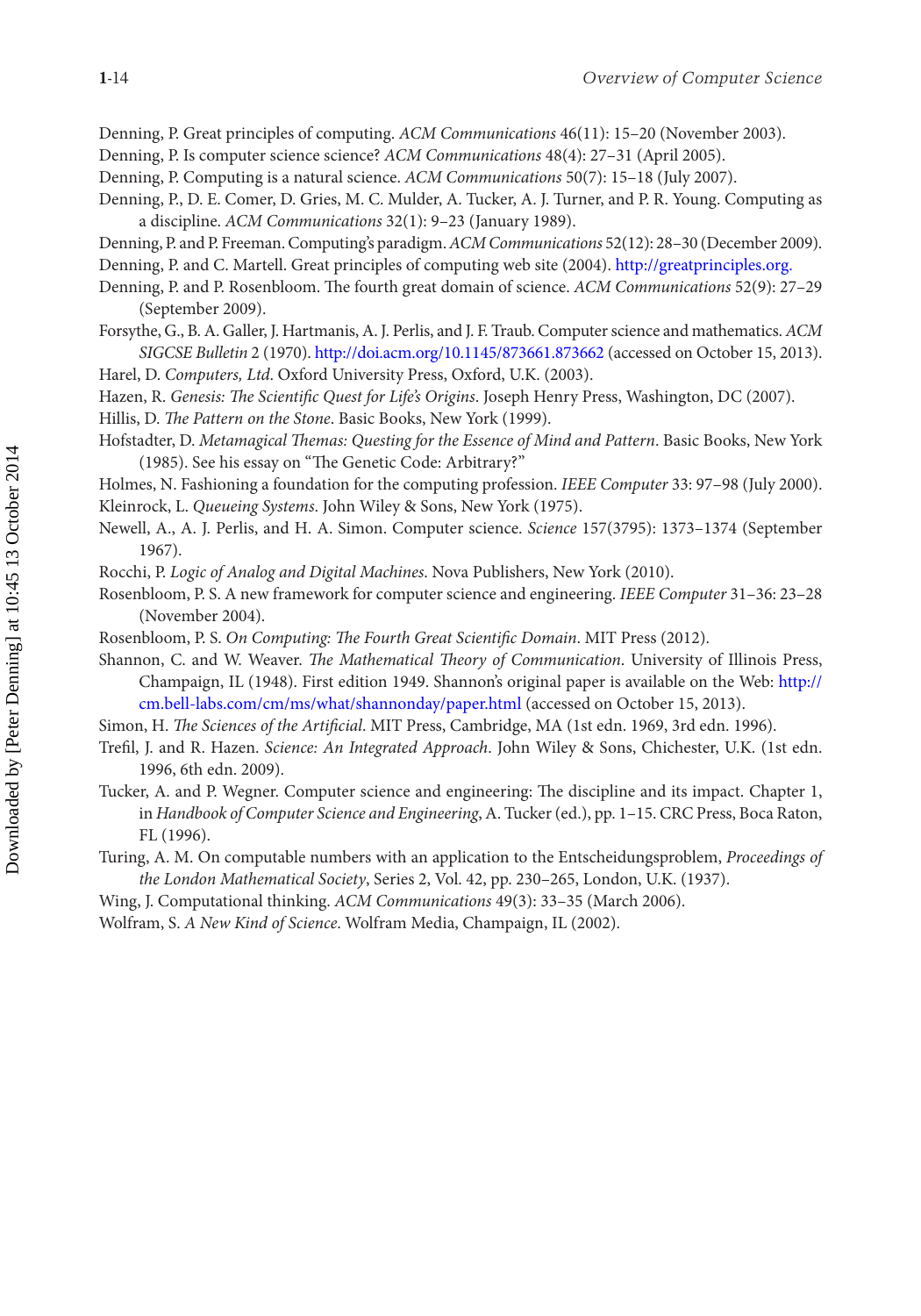Denning, P. Great principles of computing. *ACM Communications* 46(11): 15–20 (November 2003).

Denning, P. Is computer science science? *ACM Communications* 48(4): 27–31 (April 2005).

Denning, P. Computing is a natural science. *ACM Communications* 50(7): 15–18 (July 2007).

Denning, P., D. E. Comer, D. Gries, M. C. Mulder, A. Tucker, A. J. Turner, and P. R. Young. Computing as a discipline. *ACM Communications* 32(1): 9–23 (January 1989).

Denning, P. and P. Freeman. Computing's paradigm. *ACM Communications* 52(12): 28–30 (December 2009).

Denning, P. and C. Martell. Great principles of computing web site (2004). http://greatprinciples.org.

Denning, P. and P. Rosenbloom. The fourth great domain of science. *ACM Communications* 52(9): 27–29 (September 2009).

Forsythe, G., B. A. Galler, J. Hartmanis, A. J. Perlis, and J. F. Traub. Computer science and mathematics. *ACM SIGCSE Bulletin* 2 (1970). http://doi.acm.org/10.1145/873661.873662 (accessed on October 15, 2013).

Harel, D. *Computers, Ltd*. Oxford University Press, Oxford, U.K. (2003).

Hazen, R. *Genesis: The Scientific Quest for Life's Origins*. Joseph Henry Press, Washington, DC (2007).

Hillis, D. *The Pattern on the Stone*. Basic Books, New York (1999).

Hofstadter, D. *Metamagical Themas: Questing for the Essence of Mind and Pattern*. Basic Books, New York (1985). See his essay on "The Genetic Code: Arbitrary?"

Holmes, N. Fashioning a foundation for the computing profession. *IEEE Computer* 33: 97–98 (July 2000).

Kleinrock, L. *Queueing Systems*. John Wiley & Sons, New York (1975).

Newell, A., A. J. Perlis, and H. A. Simon. Computer science. *Science* 157(3795): 1373–1374 (September 1967).

Rocchi, P. *Logic of Analog and Digital Machines*. Nova Publishers, New York (2010).

Rosenbloom, P. S. A new framework for computer science and engineering. *IEEE Computer* 31–36: 23–28 (November 2004).

Rosenbloom, P. S. *On Computing: The Fourth Great Scientific Domain*. MIT Press (2012).

Shannon, C. and W. Weaver. *The Mathematical Theory of Communication*. University of Illinois Press, Champaign, IL (1948). First edition 1949. Shannon's original paper is available on the Web: http://cm.bell-labs.com/cm/ms/what/shannonday/paper.html (accessed on October 15, 2013).

Simon, H. *The Sciences of the Artificial*. MIT Press, Cambridge, MA (1st edn. 1969, 3rd edn. 1996).

Trefil, J. and R. Hazen. *Science: An Integrated Approach*. John Wiley & Sons, Chichester, U.K. (1st edn. 1996, 6th edn. 2009).

Tucker, A. and P. Wegner. Computer science and engineering: The discipline and its impact. Chapter 1, in *Handbook of Computer Science and Engineering*, A. Tucker (ed.), pp. 1–15. CRC Press, Boca Raton, FL (1996).

Turing, A. M. On computable numbers with an application to the Entscheidungsproblem, *Proceedings of the London Mathematical Society*, Series 2, Vol. 42, pp. 230–265, London, U.K. (1937).

Wing, J. Computational thinking. *ACM Communications* 49(3): 33–35 (March 2006).

Wolfram, S. *A New Kind of Science*. Wolfram Media, Champaign, IL (2002).